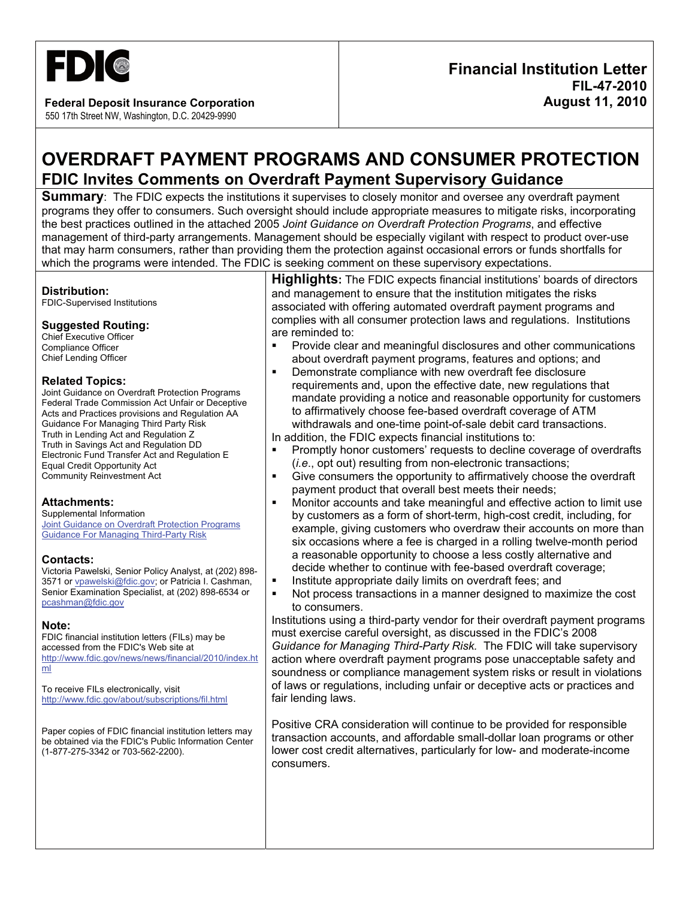FDIC

**Federal Deposit Insurance Corporation**
550 17th Street NW, Washington, D.C. 20429-9990

**Financial Institution Letter**
**FIL-47-2010**
**August 11, 2010**

# OVERDRAFT PAYMENT PROGRAMS AND CONSUMER PROTECTION

## FDIC Invites Comments on Overdraft Payment Supervisory Guidance

**Summary**: The FDIC expects the institutions it supervises to closely monitor and oversee any overdraft payment programs they offer to consumers. Such oversight should include appropriate measures to mitigate risks, incorporating the best practices outlined in the attached 2005 *Joint Guidance on Overdraft Protection Programs*, and effective management of third-party arrangements. Management should be especially vigilant with respect to product over-use that may harm consumers, rather than providing them the protection against occasional errors or funds shortfalls for which the programs were intended. The FDIC is seeking comment on these supervisory expectations.

**Distribution:**
FDIC-Supervised Institutions

**Suggested Routing:**
Chief Executive Officer
Compliance Officer
Chief Lending Officer

**Related Topics:**
Joint Guidance on Overdraft Protection Programs
Federal Trade Commission Act Unfair or Deceptive Acts and Practices provisions and Regulation AA
Guidance For Managing Third Party Risk
Truth in Lending Act and Regulation Z
Truth in Savings Act and Regulation DD
Electronic Fund Transfer Act and Regulation E
Equal Credit Opportunity Act
Community Reinvestment Act

**Attachments:**
Supplemental Information
[Joint Guidance on Overdraft Protection Programs]
[Guidance For Managing Third-Party Risk]

**Contacts:**
Victoria Pawelski, Senior Policy Analyst, at (202) 898-3571 or vpawelski@fdic.gov; or Patricia I. Cashman, Senior Examination Specialist, at (202) 898-6534 or pcashman@fdic.gov

**Note:**
FDIC financial institution letters (FILs) may be accessed from the FDIC's Web site at http://www.fdic.gov/news/news/financial/2010/index.html

To receive FILs electronically, visit http://www.fdic.gov/about/subscriptions/fil.html

Paper copies of FDIC financial institution letters may be obtained via the FDIC's Public Information Center (1-877-275-3342 or 703-562-2200).

**Highlights:** The FDIC expects financial institutions' boards of directors and management to ensure that the institution mitigates the risks associated with offering automated overdraft payment programs and complies with all consumer protection laws and regulations. Institutions are reminded to:

- Provide clear and meaningful disclosures and other communications about overdraft payment programs, features and options; and
- Demonstrate compliance with new overdraft fee disclosure requirements and, upon the effective date, new regulations that mandate providing a notice and reasonable opportunity for customers to affirmatively choose fee-based overdraft coverage of ATM withdrawals and one-time point-of-sale debit card transactions.

In addition, the FDIC expects financial institutions to:

- Promptly honor customers' requests to decline coverage of overdrafts (*i.e.*, opt out) resulting from non-electronic transactions;
- Give consumers the opportunity to affirmatively choose the overdraft payment product that overall best meets their needs;
- Monitor accounts and take meaningful and effective action to limit use by customers as a form of short-term, high-cost credit, including, for example, giving customers who overdraw their accounts on more than six occasions where a fee is charged in a rolling twelve-month period a reasonable opportunity to choose a less costly alternative and decide whether to continue with fee-based overdraft coverage;
- Institute appropriate daily limits on overdraft fees; and
- Not process transactions in a manner designed to maximize the cost to consumers.

Institutions using a third-party vendor for their overdraft payment programs must exercise careful oversight, as discussed in the FDIC's 2008 *Guidance for Managing Third-Party Risk.* The FDIC will take supervisory action where overdraft payment programs pose unacceptable safety and soundness or compliance management system risks or result in violations of laws or regulations, including unfair or deceptive acts or practices and fair lending laws.

Positive CRA consideration will continue to be provided for responsible transaction accounts, and affordable small-dollar loan programs or other lower cost credit alternatives, particularly for low- and moderate-income consumers.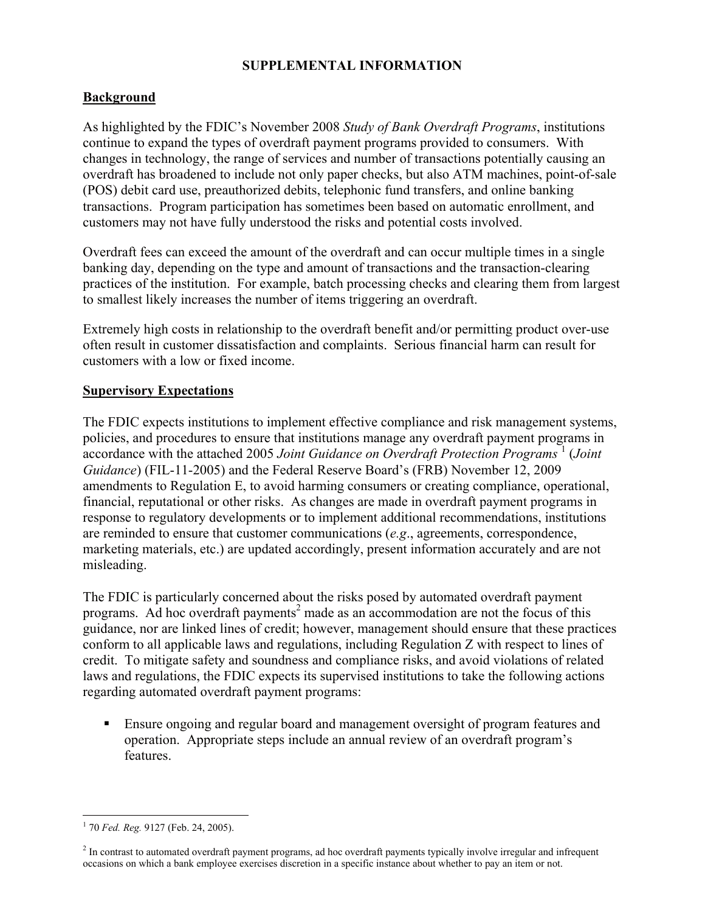**SUPPLEMENTAL INFORMATION**

## Background

As highlighted by the FDIC's November 2008 *Study of Bank Overdraft Programs*, institutions continue to expand the types of overdraft payment programs provided to consumers. With changes in technology, the range of services and number of transactions potentially causing an overdraft has broadened to include not only paper checks, but also ATM machines, point-of-sale (POS) debit card use, preauthorized debits, telephonic fund transfers, and online banking transactions. Program participation has sometimes been based on automatic enrollment, and customers may not have fully understood the risks and potential costs involved.

Overdraft fees can exceed the amount of the overdraft and can occur multiple times in a single banking day, depending on the type and amount of transactions and the transaction-clearing practices of the institution. For example, batch processing checks and clearing them from largest to smallest likely increases the number of items triggering an overdraft.

Extremely high costs in relationship to the overdraft benefit and/or permitting product over-use often result in customer dissatisfaction and complaints. Serious financial harm can result for customers with a low or fixed income.

## Supervisory Expectations

The FDIC expects institutions to implement effective compliance and risk management systems, policies, and procedures to ensure that institutions manage any overdraft payment programs in accordance with the attached 2005 *Joint Guidance on Overdraft Protection Programs* [1] (*Joint Guidance*) (FIL-11-2005) and the Federal Reserve Board's (FRB) November 12, 2009 amendments to Regulation E, to avoid harming consumers or creating compliance, operational, financial, reputational or other risks. As changes are made in overdraft payment programs in response to regulatory developments or to implement additional recommendations, institutions are reminded to ensure that customer communications (*e.g*., agreements, correspondence, marketing materials, etc.) are updated accordingly, present information accurately and are not misleading.

The FDIC is particularly concerned about the risks posed by automated overdraft payment programs. Ad hoc overdraft payments[2] made as an accommodation are not the focus of this guidance, nor are linked lines of credit; however, management should ensure that these practices conform to all applicable laws and regulations, including Regulation Z with respect to lines of credit. To mitigate safety and soundness and compliance risks, and avoid violations of related laws and regulations, the FDIC expects its supervised institutions to take the following actions regarding automated overdraft payment programs:

- Ensure ongoing and regular board and management oversight of program features and operation. Appropriate steps include an annual review of an overdraft program's features.

---

[1] 70 *Fed. Reg.* 9127 (Feb. 24, 2005).

[2] In contrast to automated overdraft payment programs, ad hoc overdraft payments typically involve irregular and infrequent occasions on which a bank employee exercises discretion in a specific instance about whether to pay an item or not.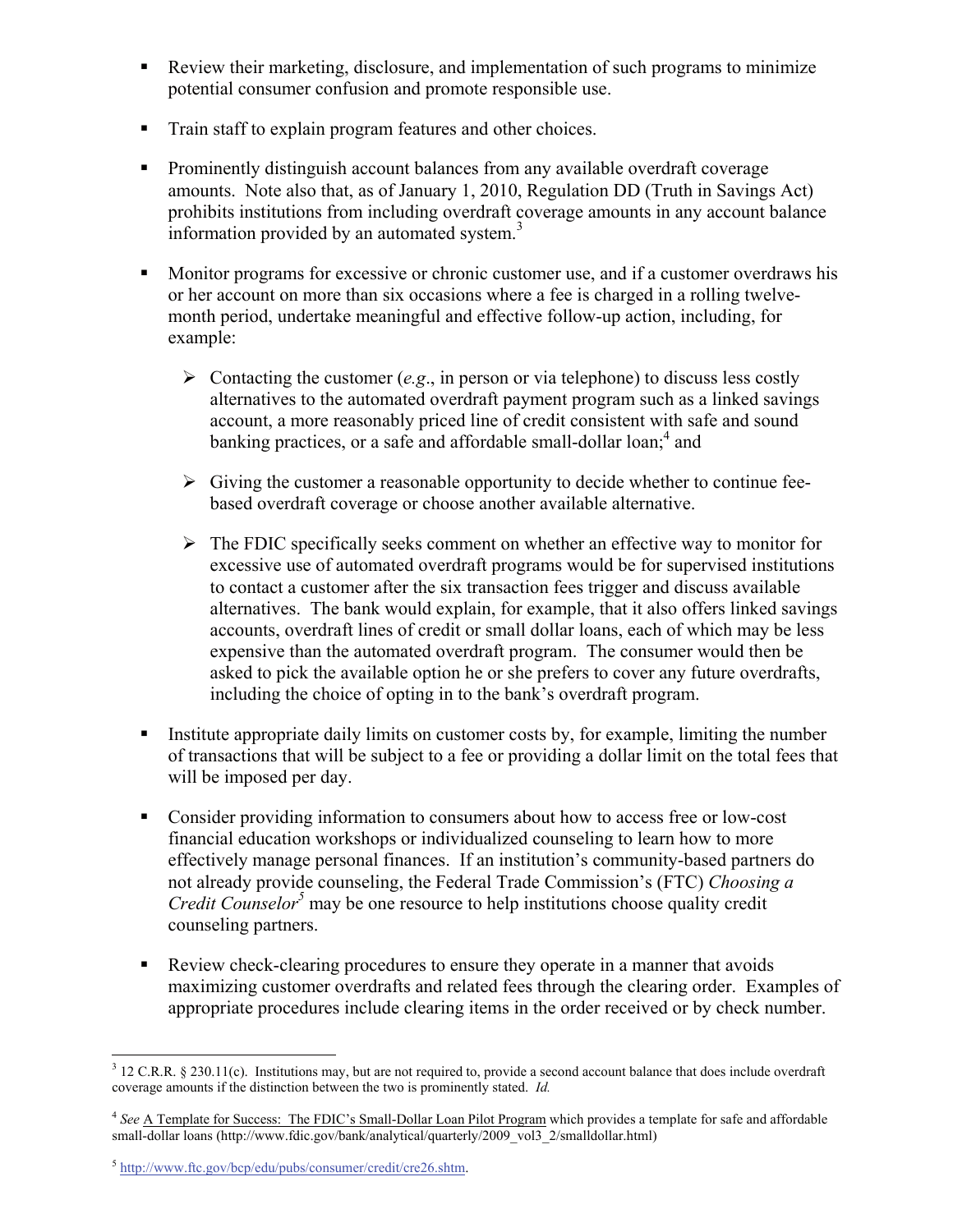- Review their marketing, disclosure, and implementation of such programs to minimize potential consumer confusion and promote responsible use.

- Train staff to explain program features and other choices.

- Prominently distinguish account balances from any available overdraft coverage amounts. Note also that, as of January 1, 2010, Regulation DD (Truth in Savings Act) prohibits institutions from including overdraft coverage amounts in any account balance information provided by an automated system.[3]

- Monitor programs for excessive or chronic customer use, and if a customer overdraws his or her account on more than six occasions where a fee is charged in a rolling twelve-month period, undertake meaningful and effective follow-up action, including, for example:

  - Contacting the customer (*e.g*., in person or via telephone) to discuss less costly alternatives to the automated overdraft payment program such as a linked savings account, a more reasonably priced line of credit consistent with safe and sound banking practices, or a safe and affordable small-dollar loan;[4] and

  - Giving the customer a reasonable opportunity to decide whether to continue fee-based overdraft coverage or choose another available alternative.

  - The FDIC specifically seeks comment on whether an effective way to monitor for excessive use of automated overdraft programs would be for supervised institutions to contact a customer after the six transaction fees trigger and discuss available alternatives. The bank would explain, for example, that it also offers linked savings accounts, overdraft lines of credit or small dollar loans, each of which may be less expensive than the automated overdraft program. The consumer would then be asked to pick the available option he or she prefers to cover any future overdrafts, including the choice of opting in to the bank's overdraft program.

- Institute appropriate daily limits on customer costs by, for example, limiting the number of transactions that will be subject to a fee or providing a dollar limit on the total fees that will be imposed per day.

- Consider providing information to consumers about how to access free or low-cost financial education workshops or individualized counseling to learn how to more effectively manage personal finances. If an institution's community-based partners do not already provide counseling, the Federal Trade Commission's (FTC) *Choosing a Credit Counselor*[5] may be one resource to help institutions choose quality credit counseling partners.

- Review check-clearing procedures to ensure they operate in a manner that avoids maximizing customer overdrafts and related fees through the clearing order. Examples of appropriate procedures include clearing items in the order received or by check number.

---

[3] 12 C.R.R. § 230.11(c). Institutions may, but are not required to, provide a second account balance that does include overdraft coverage amounts if the distinction between the two is prominently stated. *Id.*

[4] *See* A Template for Success: The FDIC's Small-Dollar Loan Pilot Program which provides a template for safe and affordable small-dollar loans (http://www.fdic.gov/bank/analytical/quarterly/2009_vol3_2/smalldollar.html)

[5] http://www.ftc.gov/bcp/edu/pubs/consumer/credit/cre26.shtm.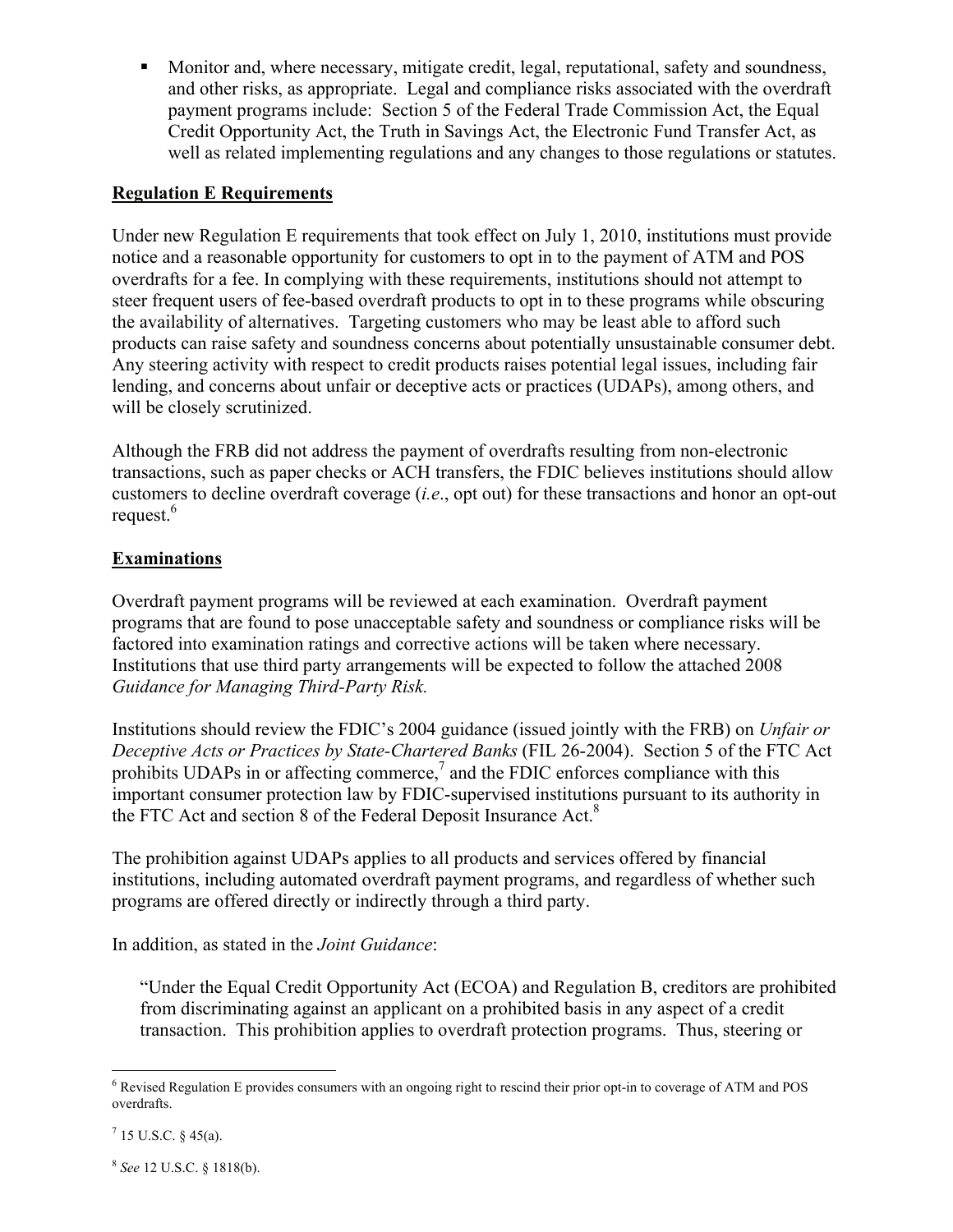- Monitor and, where necessary, mitigate credit, legal, reputational, safety and soundness, and other risks, as appropriate. Legal and compliance risks associated with the overdraft payment programs include: Section 5 of the Federal Trade Commission Act, the Equal Credit Opportunity Act, the Truth in Savings Act, the Electronic Fund Transfer Act, as well as related implementing regulations and any changes to those regulations or statutes.

**Regulation E Requirements**

Under new Regulation E requirements that took effect on July 1, 2010, institutions must provide notice and a reasonable opportunity for customers to opt in to the payment of ATM and POS overdrafts for a fee. In complying with these requirements, institutions should not attempt to steer frequent users of fee-based overdraft products to opt in to these programs while obscuring the availability of alternatives. Targeting customers who may be least able to afford such products can raise safety and soundness concerns about potentially unsustainable consumer debt. Any steering activity with respect to credit products raises potential legal issues, including fair lending, and concerns about unfair or deceptive acts or practices (UDAPs), among others, and will be closely scrutinized.

Although the FRB did not address the payment of overdrafts resulting from non-electronic transactions, such as paper checks or ACH transfers, the FDIC believes institutions should allow customers to decline overdraft coverage (*i.e*., opt out) for these transactions and honor an opt-out request.[6]

**Examinations**

Overdraft payment programs will be reviewed at each examination. Overdraft payment programs that are found to pose unacceptable safety and soundness or compliance risks will be factored into examination ratings and corrective actions will be taken where necessary. Institutions that use third party arrangements will be expected to follow the attached 2008 *Guidance for Managing Third-Party Risk.*

Institutions should review the FDIC's 2004 guidance (issued jointly with the FRB) on *Unfair or Deceptive Acts or Practices by State-Chartered Banks* (FIL 26-2004). Section 5 of the FTC Act prohibits UDAPs in or affecting commerce,[7] and the FDIC enforces compliance with this important consumer protection law by FDIC-supervised institutions pursuant to its authority in the FTC Act and section 8 of the Federal Deposit Insurance Act.[8]

The prohibition against UDAPs applies to all products and services offered by financial institutions, including automated overdraft payment programs, and regardless of whether such programs are offered directly or indirectly through a third party.

In addition, as stated in the *Joint Guidance*:

> "Under the Equal Credit Opportunity Act (ECOA) and Regulation B, creditors are prohibited from discriminating against an applicant on a prohibited basis in any aspect of a credit transaction. This prohibition applies to overdraft protection programs. Thus, steering or

---

[6] Revised Regulation E provides consumers with an ongoing right to rescind their prior opt-in to coverage of ATM and POS overdrafts.

[7] 15 U.S.C. § 45(a).

[8] *See* 12 U.S.C. § 1818(b).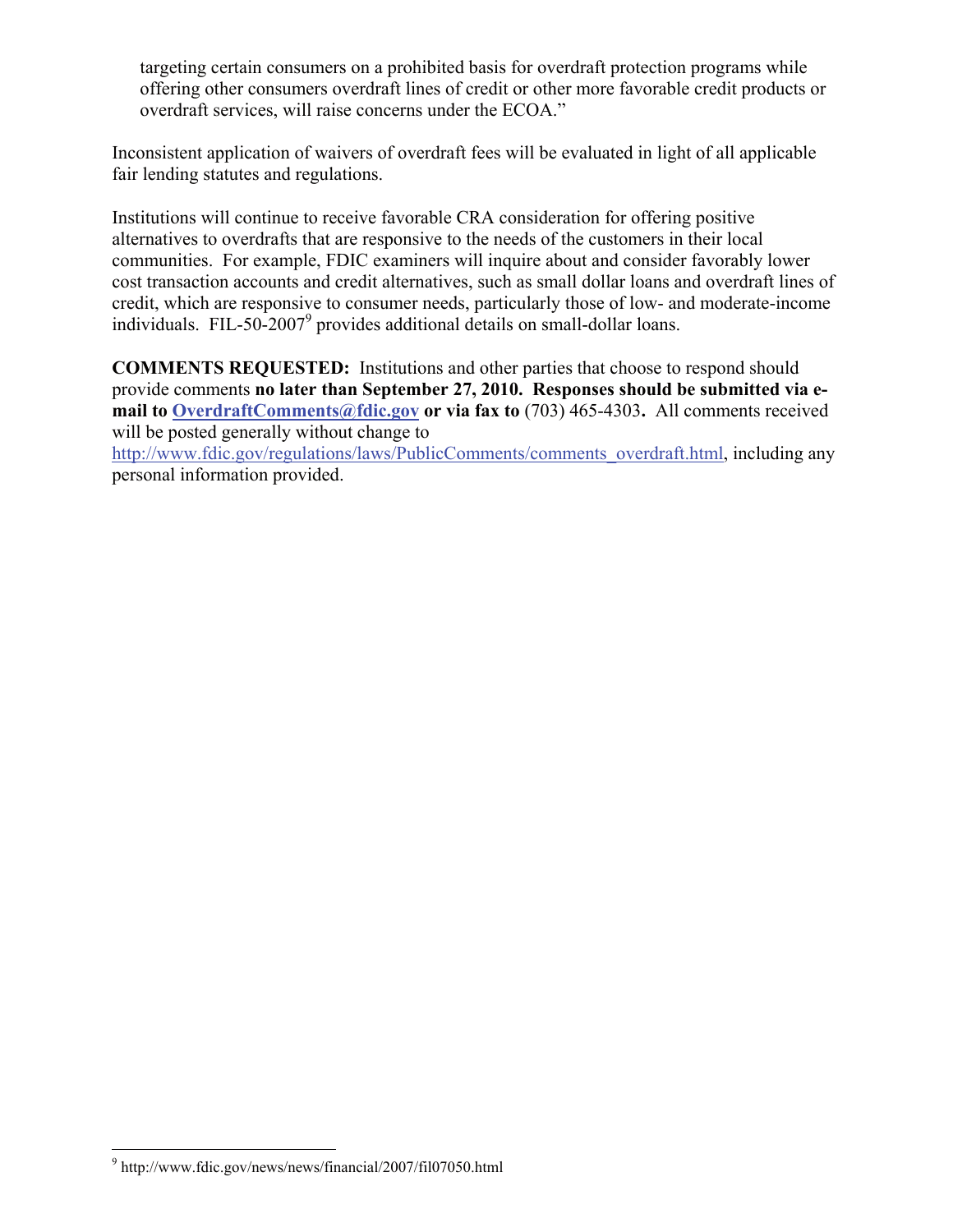targeting certain consumers on a prohibited basis for overdraft protection programs while offering other consumers overdraft lines of credit or other more favorable credit products or overdraft services, will raise concerns under the ECOA."

Inconsistent application of waivers of overdraft fees will be evaluated in light of all applicable fair lending statutes and regulations.

Institutions will continue to receive favorable CRA consideration for offering positive alternatives to overdrafts that are responsive to the needs of the customers in their local communities. For example, FDIC examiners will inquire about and consider favorably lower cost transaction accounts and credit alternatives, such as small dollar loans and overdraft lines of credit, which are responsive to consumer needs, particularly those of low- and moderate-income individuals. FIL-50-2007[9] provides additional details on small-dollar loans.

**COMMENTS REQUESTED:** Institutions and other parties that choose to respond should provide comments **no later than September 27, 2010. Responses should be submitted via e-mail to [OverdraftComments@fdic.gov](mailto:OverdraftComments@fdic.gov) or via fax to** (703) 465-4303**.** All comments received will be posted generally without change to http://www.fdic.gov/regulations/laws/PublicComments/comments_overdraft.html, including any personal information provided.

[9] http://www.fdic.gov/news/news/financial/2007/fil07050.html